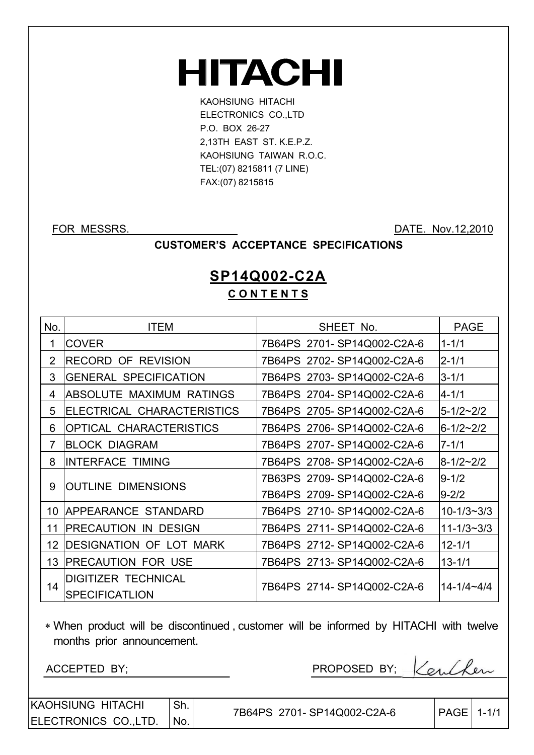# HITACHI

KAOHSIUNG HITACHI
ELECTRONICS CO.,LTD
P.O. BOX 26-27
2,13TH EAST ST. K.E.P.Z.
KAOHSIUNG TAIWAN R.O.C.
TEL:(07) 8215811 (7 LINE)
FAX:(07) 8215815

FOR MESSRS. ____________________ DATE. Nov.12,2010

**CUSTOMER'S ACCEPTANCE SPECIFICATIONS**

## SP14Q002-C2A

### C O N T E N T S

| No. | ITEM | SHEET No. | PAGE |
|---|---|---|---|
| 1 | COVER | 7B64PS 2701- SP14Q002-C2A-6 | 1-1/1 |
| 2 | RECORD OF REVISION | 7B64PS 2702- SP14Q002-C2A-6 | 2-1/1 |
| 3 | GENERAL SPECIFICATION | 7B64PS 2703- SP14Q002-C2A-6 | 3-1/1 |
| 4 | ABSOLUTE MAXIMUM RATINGS | 7B64PS 2704- SP14Q002-C2A-6 | 4-1/1 |
| 5 | ELECTRICAL CHARACTERISTICS | 7B64PS 2705- SP14Q002-C2A-6 | 5-1/2~2/2 |
| 6 | OPTICAL CHARACTERISTICS | 7B64PS 2706- SP14Q002-C2A-6 | 6-1/2~2/2 |
| 7 | BLOCK DIAGRAM | 7B64PS 2707- SP14Q002-C2A-6 | 7-1/1 |
| 8 | INTERFACE TIMING | 7B64PS 2708- SP14Q002-C2A-6 | 8-1/2~2/2 |
| 9 | OUTLINE DIMENSIONS | 7B63PS 2709- SP14Q002-C2A-6<br>7B64PS 2709- SP14Q002-C2A-6 | 9-1/2<br>9-2/2 |
| 10 | APPEARANCE STANDARD | 7B64PS 2710- SP14Q002-C2A-6 | 10-1/3~3/3 |
| 11 | PRECAUTION IN DESIGN | 7B64PS 2711- SP14Q002-C2A-6 | 11-1/3~3/3 |
| 12 | DESIGNATION OF LOT MARK | 7B64PS 2712- SP14Q002-C2A-6 | 12-1/1 |
| 13 | PRECAUTION FOR USE | 7B64PS 2713- SP14Q002-C2A-6 | 13-1/1 |
| 14 | DIGITIZER TECHNICAL SPECIFICATLION | 7B64PS 2714- SP14Q002-C2A-6 | 14-1/4~4/4 |

∗ When product will be discontinued , customer will be informed by HITACHI with twelve months prior announcement.

ACCEPTED BY; ____________________ PROPOSED BY; Ken Chen

| KAOHSIUNG HITACHI ELECTRONICS CO.,LTD. | Sh. No. | 7B64PS 2701- SP14Q002-C2A-6 | PAGE | 1-1/1 |
|---|---|---|---|---|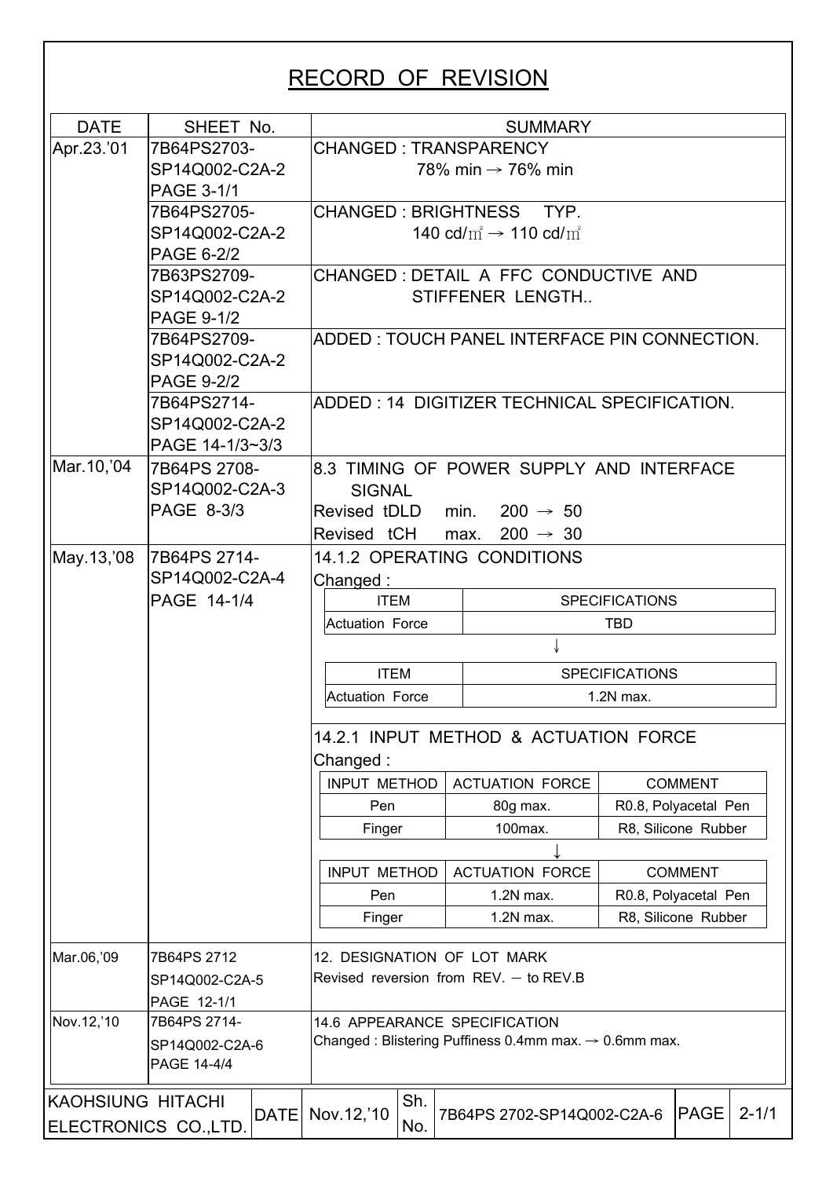# RECORD OF REVISION

| DATE | SHEET No. | SUMMARY |
|---|---|---|
| Apr.23.'01 | 7B64PS2703-SP14Q002-C2A-2 PAGE 3-1/1 | CHANGED : TRANSPARENCY 78% min → 76% min |
| | 7B64PS2705-SP14Q002-C2A-2 PAGE 6-2/2 | CHANGED : BRIGHTNESS TYP. 140 cd/㎡ → 110 cd/㎡ |
| | 7B63PS2709-SP14Q002-C2A-2 PAGE 9-1/2 | CHANGED : DETAIL A FFC CONDUCTIVE AND STIFFENER LENGTH.. |
| | 7B64PS2709-SP14Q002-C2A-2 PAGE 9-2/2 | ADDED : TOUCH PANEL INTERFACE PIN CONNECTION. |
| | 7B64PS2714-SP14Q002-C2A-2 PAGE 14-1/3~3/3 | ADDED : 14 DIGITIZER TECHNICAL SPECIFICATION. |
| Mar.10,'04 | 7B64PS 2708-SP14Q002-C2A-3 PAGE 8-3/3 | 8.3 TIMING OF POWER SUPPLY AND INTERFACE SIGNAL<br>Revised tDLD min. 200 → 50<br>Revised tCH max. 200 → 30 |
| May.13,'08 | 7B64PS 2714-SP14Q002-C2A-4 PAGE 14-1/4 | 14.1.2 OPERATING CONDITIONS<br>Changed :<br>ITEM: Actuation Force — SPECIFICATIONS: TBD<br>↓<br>ITEM: Actuation Force — SPECIFICATIONS: 1.2N max.<br><br>14.2.1 INPUT METHOD & ACTUATION FORCE<br>Changed :<br>INPUT METHOD / ACTUATION FORCE / COMMENT<br>Pen / 80g max. / R0.8, Polyacetal Pen<br>Finger / 100max. / R8, Silicone Rubber<br>↓<br>INPUT METHOD / ACTUATION FORCE / COMMENT<br>Pen / 1.2N max. / R0.8, Polyacetal Pen<br>Finger / 1.2N max. / R8, Silicone Rubber |
| Mar.06,'09 | 7B64PS 2712 SP14Q002-C2A-5 PAGE 12-1/1 | 12. DESIGNATION OF LOT MARK<br>Revised reversion from REV. – to REV.B |
| Nov.12,'10 | 7B64PS 2714-SP14Q002-C2A-6 PAGE 14-4/4 | 14.6 APPEARANCE SPECIFICATION<br>Changed : Blistering Puffiness 0.4mm max. → 0.6mm max. |

| KAOHSIUNG HITACHI ELECTRONICS CO.,LTD. | DATE | Nov.12,'10 | Sh. No. | 7B64PS 2702-SP14Q002-C2A-6 | PAGE | 2-1/1 |
|---|---|---|---|---|---|---|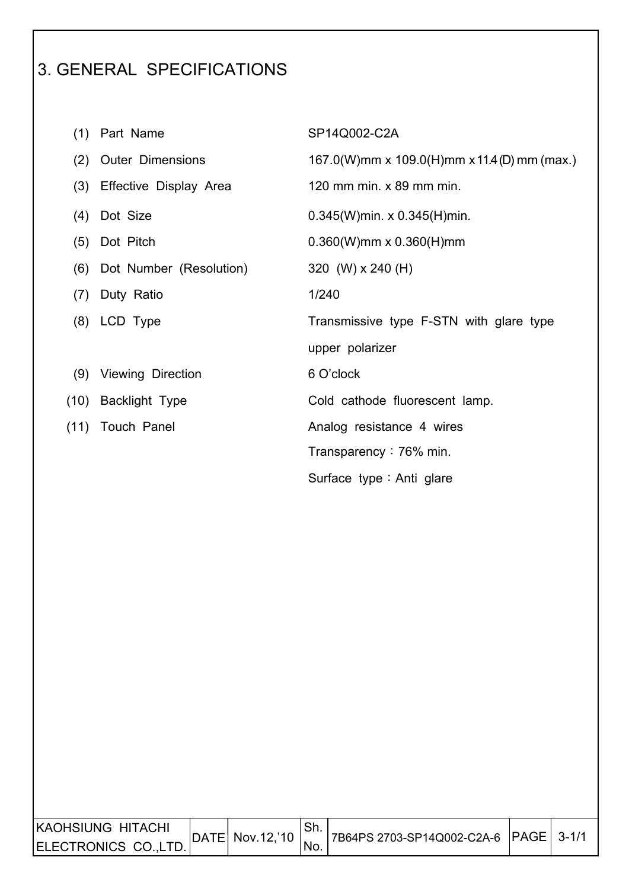# 3. GENERAL SPECIFICATIONS

| No. | Item | Specification |
|---|---|---|
| (1) | Part Name | SP14Q002-C2A |
| (2) | Outer Dimensions | 167.0(W)mm x 109.0(H)mm x 11.4(D) mm (max.) |
| (3) | Effective Display Area | 120 mm min. x 89 mm min. |
| (4) | Dot Size | 0.345(W)min. x 0.345(H)min. |
| (5) | Dot Pitch | 0.360(W)mm x 0.360(H)mm |
| (6) | Dot Number (Resolution) | 320 (W) x 240 (H) |
| (7) | Duty Ratio | 1/240 |
| (8) | LCD Type | Transmissive type F-STN with glare type upper polarizer |
| (9) | Viewing Direction | 6 O'clock |
| (10) | Backlight Type | Cold cathode fluorescent lamp. |
| (11) | Touch Panel | Analog resistance 4 wires<br>Transparency：76% min.<br>Surface type：Anti glare |

| KAOHSIUNG HITACHI ELECTRONICS CO.,LTD. | DATE | Nov.12,'10 | Sh. No. | 7B64PS 2703-SP14Q002-C2A-6 | PAGE | 3-1/1 |
|---|---|---|---|---|---|---|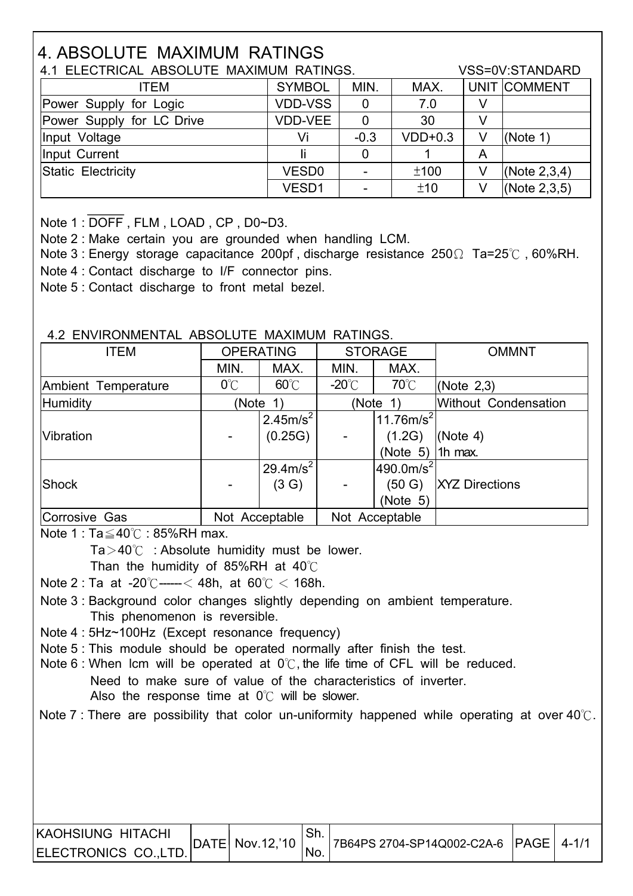# 4. ABSOLUTE MAXIMUM RATINGS

## 4.1 ELECTRICAL ABSOLUTE MAXIMUM RATINGS.

VSS=0V:STANDARD

| ITEM | SYMBOL | MIN. | MAX. | UNIT | COMMENT |
|---|---|---|---|---|---|
| Power Supply for Logic | VDD-VSS | 0 | 7.0 | V | |
| Power Supply for LC Drive | VDD-VEE | 0 | 30 | V | |
| Input Voltage | Vi | -0.3 | VDD+0.3 | V | (Note 1) |
| Input Current | Ii | 0 | 1 | A | |
| Static Electricity | VESD0 | - | ±100 | V | (Note 2,3,4) |
| | VESD1 | - | ±10 | V | (Note 2,3,5) |

Note 1 : $\overline{DOFF}$ , FLM , LOAD , CP , D0~D3.

Note 2 : Make certain you are grounded when handling LCM.

Note 3 : Energy storage capacitance 200pf , discharge resistance 250Ω Ta=25℃ , 60%RH.

Note 4 : Contact discharge to I/F connector pins.

Note 5 : Contact discharge to front metal bezel.

## 4.2 ENVIRONMENTAL ABSOLUTE MAXIMUM RATINGS.

| ITEM | OPERATING | | STORAGE | | OMMNT |
|---|---|---|---|---|---|
| | MIN. | MAX. | MIN. | MAX. | |
| Ambient Temperature | 0℃ | 60℃ | -20℃ | 70℃ | (Note 2,3) |
| Humidity | (Note 1) | | (Note 1) | | Without Condensation |
| Vibration | - | $2.45m/s^2$ (0.25G) | - | $11.76m/s^2$ (1.2G) (Note 5) | (Note 4) 1h max. |
| Shock | - | $29.4m/s^2$ (3 G) | - | $490.0m/s^2$ (50 G) (Note 5) | XYZ Directions |
| Corrosive Gas | Not Acceptable | | Not Acceptable | | |

Note 1 : Ta≦40℃ : 85%RH max.
Ta＞40℃ : Absolute humidity must be lower.
Than the humidity of 85%RH at 40℃

Note 2 : Ta at -20℃------＜ 48h, at 60℃ ＜ 168h.

Note 3 : Background color changes slightly depending on ambient temperature.
This phenomenon is reversible.

Note 4 : 5Hz~100Hz (Except resonance frequency)

Note 5 : This module should be operated normally after finish the test.

Note 6 : When lcm will be operated at 0℃, the life time of CFL will be reduced.
Need to make sure of value of the characteristics of inverter.
Also the response time at 0℃ will be slower.

Note 7 : There are possibility that color un-uniformity happened while operating at over 40℃.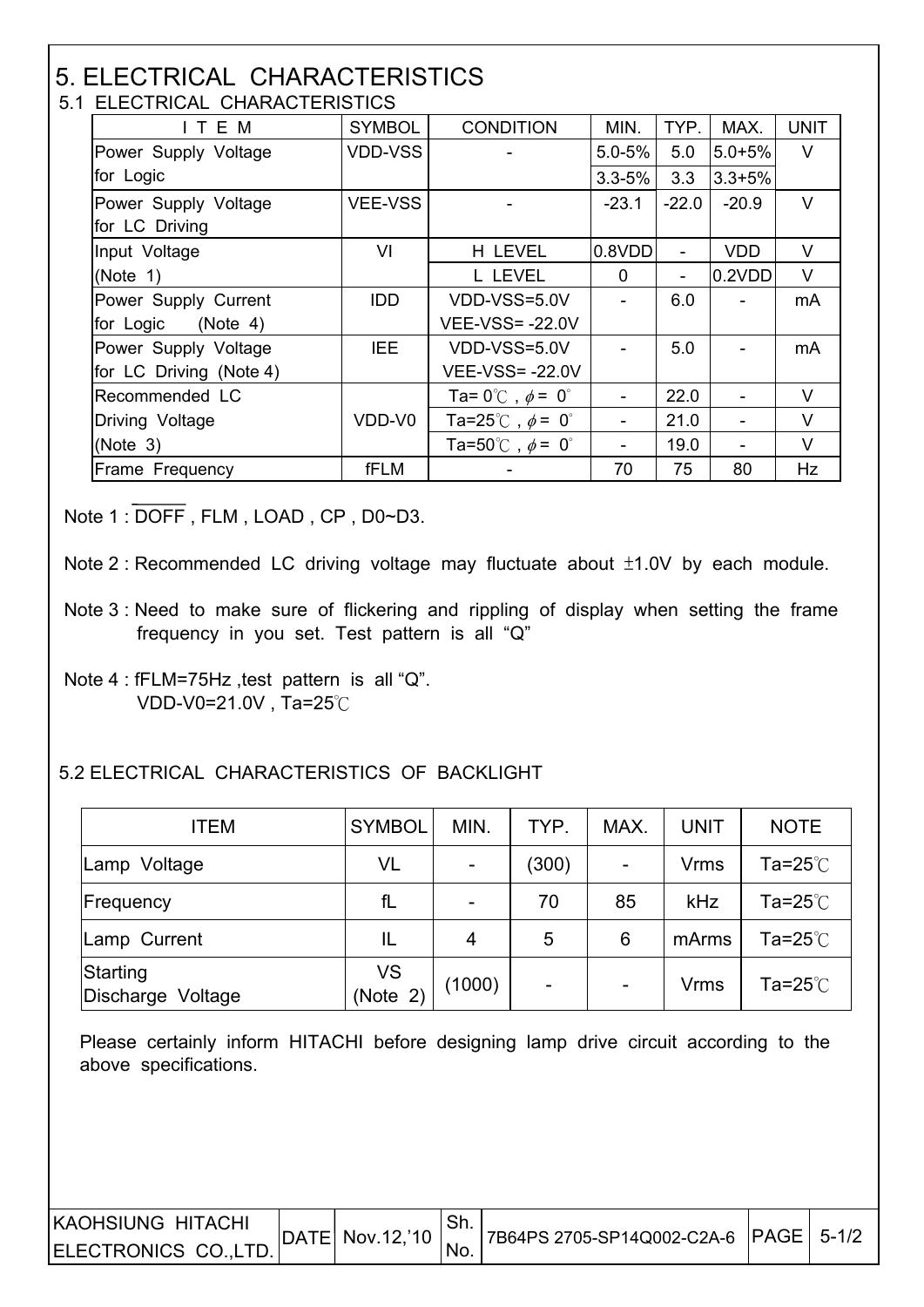# 5. ELECTRICAL CHARACTERISTICS

## 5.1 ELECTRICAL CHARACTERISTICS

| I T E M | SYMBOL | CONDITION | MIN. | TYP. | MAX. | UNIT |
|---|---|---|---|---|---|---|
| Power Supply Voltage for Logic | VDD-VSS | - | 5.0-5% | 5.0 | 5.0+5% | V |
| | | | 3.3-5% | 3.3 | 3.3+5% | |
| Power Supply Voltage for LC Driving | VEE-VSS | - | -23.1 | -22.0 | -20.9 | V |
| Input Voltage (Note 1) | VI | H LEVEL | 0.8VDD | - | VDD | V |
| | | L LEVEL | 0 | - | 0.2VDD | V |
| Power Supply Current for Logic (Note 4) | IDD | VDD-VSS=5.0V VEE-VSS= -22.0V | - | 6.0 | - | mA |
| Power Supply Voltage for LC Driving (Note 4) | IEE | VDD-VSS=5.0V VEE-VSS= -22.0V | - | 5.0 | - | mA |
| Recommended LC Driving Voltage (Note 3) | VDD-V0 | Ta= 0℃ , $\phi$ = 0° | - | 22.0 | - | V |
| | | Ta=25℃ , $\phi$ = 0° | - | 21.0 | - | V |
| | | Ta=50℃ , $\phi$ = 0° | - | 19.0 | - | V |
| Frame Frequency | fFLM | - | 70 | 75 | 80 | Hz |

Note 1 : $\overline{\text{DOFF}}$ , FLM , LOAD , CP , D0~D3.

Note 2 : Recommended LC driving voltage may fluctuate about ±1.0V by each module.

Note 3 : Need to make sure of flickering and rippling of display when setting the frame frequency in you set. Test pattern is all "Q"

Note 4 : fFLM=75Hz ,test pattern is all "Q".
VDD-V0=21.0V , Ta=25℃

## 5.2 ELECTRICAL CHARACTERISTICS OF BACKLIGHT

| ITEM | SYMBOL | MIN. | TYP. | MAX. | UNIT | NOTE |
|---|---|---|---|---|---|---|
| Lamp Voltage | VL | - | (300) | - | Vrms | Ta=25℃ |
| Frequency | fL | - | 70 | 85 | kHz | Ta=25℃ |
| Lamp Current | IL | 4 | 5 | 6 | mArms | Ta=25℃ |
| Starting Discharge Voltage | VS (Note 2) | (1000) | - | - | Vrms | Ta=25℃ |

Please certainly inform HITACHI before designing lamp drive circuit according to the above specifications.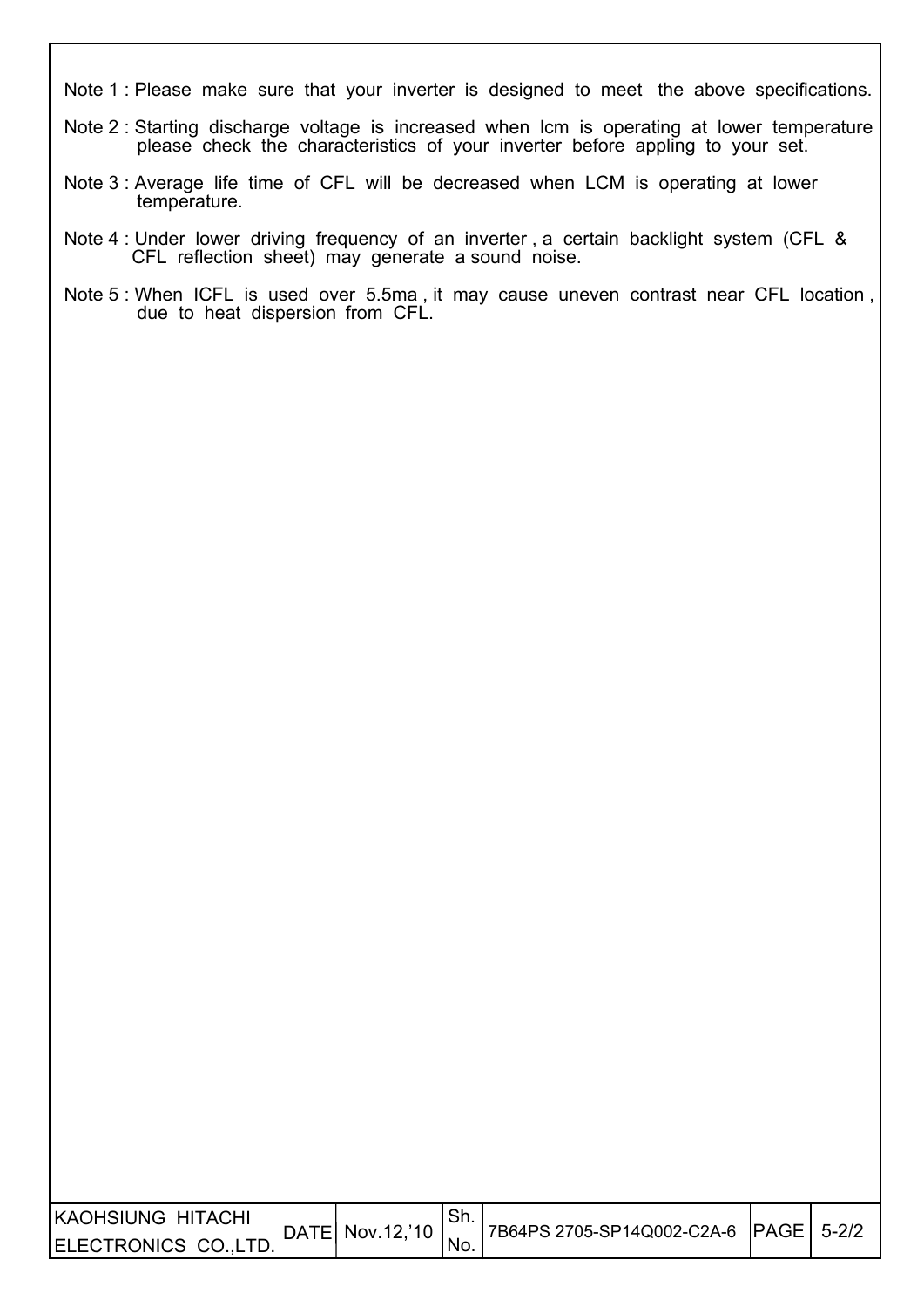Note 1 : Please make sure that your inverter is designed to meet the above specifications.

Note 2 : Starting discharge voltage is increased when lcm is operating at lower temperature please check the characteristics of your inverter before appling to your set.

Note 3 : Average life time of CFL will be decreased when LCM is operating at lower temperature.

Note 4 : Under lower driving frequency of an inverter , a certain backlight system (CFL & CFL reflection sheet) may generate a sound noise.

Note 5 : When ICFL is used over 5.5ma , it may cause uneven contrast near CFL location , due to heat dispersion from CFL.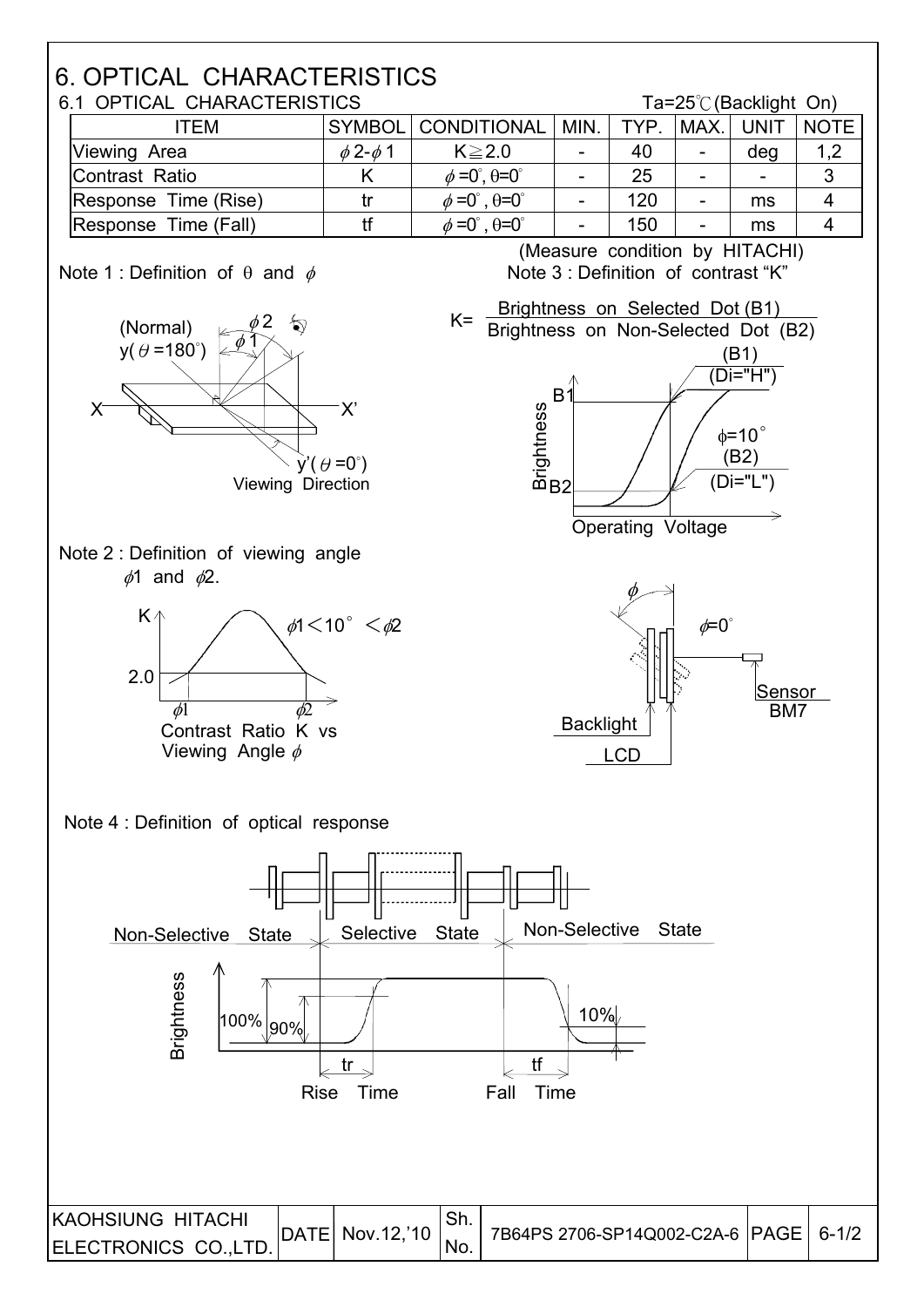# 6. OPTICAL CHARACTERISTICS

## 6.1 OPTICAL CHARACTERISTICS

Ta=25℃ (Backlight On)

| ITEM | SYMBOL | CONDITIONAL | MIN. | TYP. | MAX. | UNIT | NOTE |
|---|---|---|---|---|---|---|---|
| Viewing Area | $\phi 2$-$\phi 1$ | K≧2.0 | - | 40 | - | deg | 1,2 |
| Contrast Ratio | K | $\phi$=0°, θ=0° | - | 25 | - | - | 3 |
| Response Time (Rise) | tr | $\phi$=0°, θ=0° | - | 120 | - | ms | 4 |
| Response Time (Fall) | tf | $\phi$=0°, θ=0° | - | 150 | - | ms | 4 |

(Measure condition by HITACHI)

Note 1 : Definition of θ and $\phi$

(Normal) y(θ=180°), $\phi 2$, $\phi 1$, X, X', y'(θ=0°), Viewing Direction

Note 2 : Definition of viewing angle $\phi 1$ and $\phi 2$.

$\phi 1 < 10° < \phi 2$

Contrast Ratio K vs Viewing Angle $\phi$

Note 3 : Definition of contrast "K"

$$K = \frac{\text{Brightness on Selected Dot (B1)}}{\text{Brightness on Non-Selected Dot (B2)}}$$

(B1) (Di="H"), $\phi$=10°, (B2) (Di="L"), Brightness, Operating Voltage

$\phi$=0°, Backlight, LCD, Sensor BM7

Note 4 : Definition of optical response

Non-Selective State, Selective State, Non-Selective State

Brightness, 100%, 90%, 10%, tr, tf, Rise Time, Fall Time

| KAOHSIUNG HITACHI ELECTRONICS CO.,LTD. | DATE | Nov.12,'10 | Sh. No. | 7B64PS 2706-SP14Q002-C2A-6 | PAGE | 6-1/2 |
|---|---|---|---|---|---|---|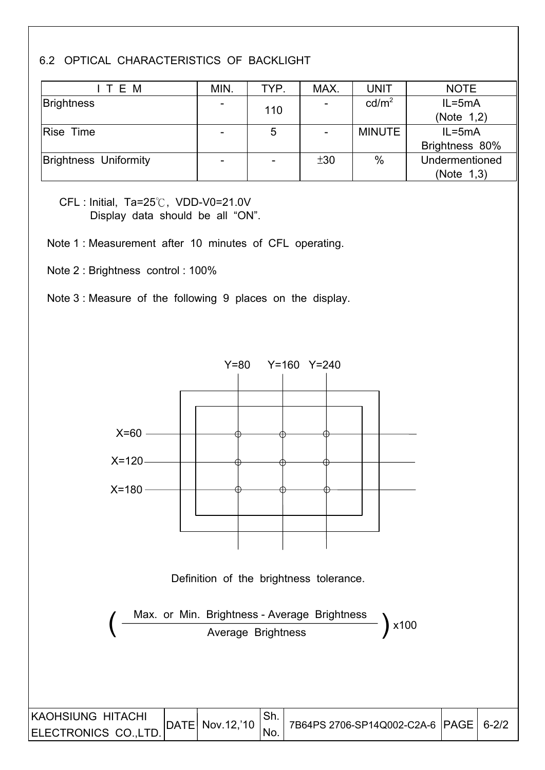## 6.2 OPTICAL CHARACTERISTICS OF BACKLIGHT

| ITEM | MIN. | TYP. | MAX. | UNIT | NOTE |
|---|---|---|---|---|---|
| Brightness | - | 110 | - | $cd/m^2$ | IL=5mA (Note 1,2) |
| Rise Time | - | 5 | - | MINUTE | IL=5mA Brightness 80% |
| Brightness Uniformity | - | - | ±30 | % | Undermentioned (Note 1,3) |

CFL : Initial, Ta=25℃, VDD-V0=21.0V
Display data should be all "ON".

Note 1 : Measurement after 10 minutes of CFL operating.

Note 2 : Brightness control : 100%

Note 3 : Measure of the following 9 places on the display.

Y=80 Y=160 Y=240

X=60

X=120

X=180

Definition of the brightness tolerance.

$$\left( \frac{\text{Max. or Min. Brightness} - \text{Average Brightness}}{\text{Average Brightness}} \right) \times 100$$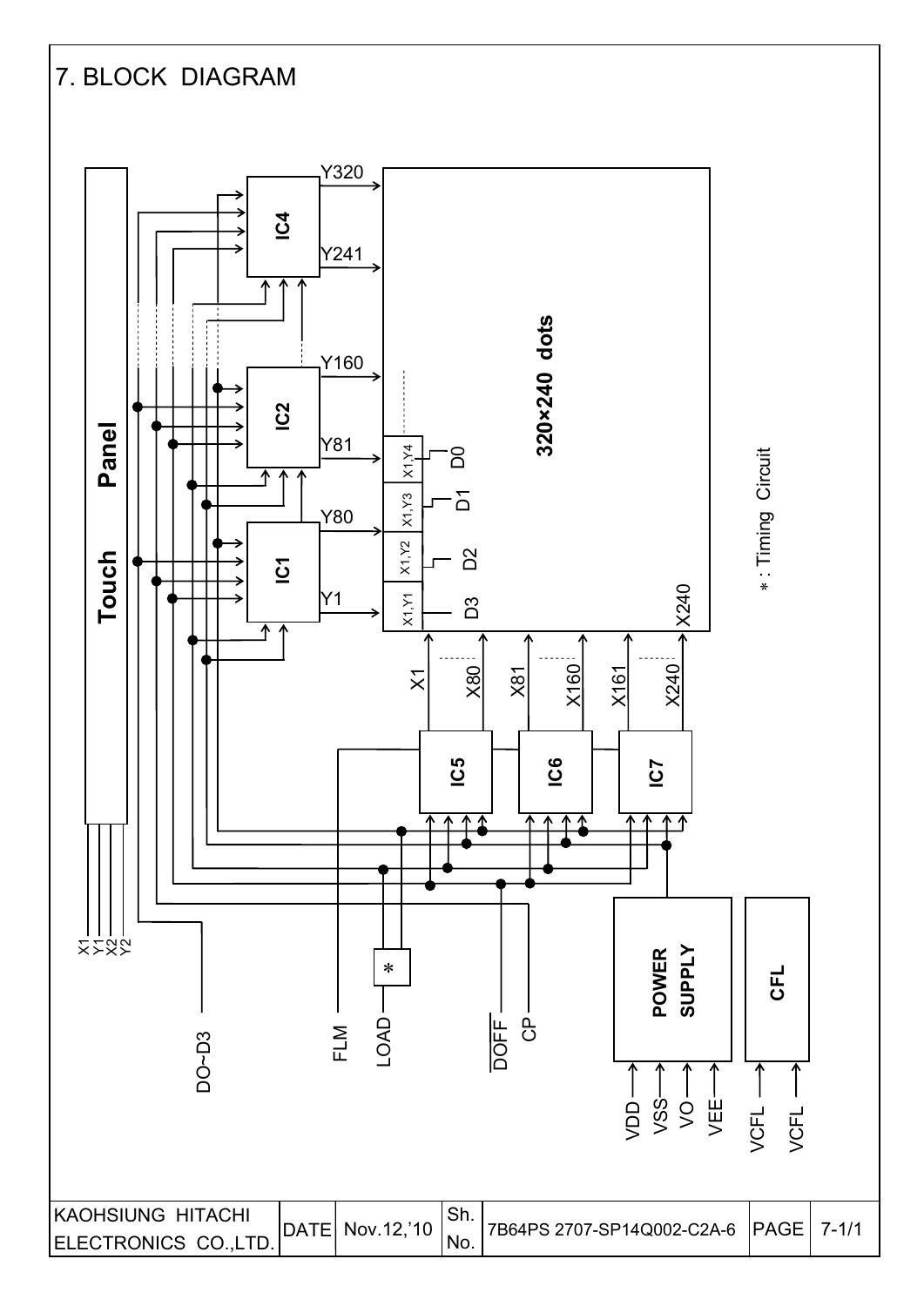# 7. BLOCK DIAGRAM

Touch Panel

X1 Y1 X2 Y2

IC4 — Y320, Y241

IC2 — Y160, Y81

IC1 — Y80, Y1

320×240 dots

X1,Y4 — D0
X1,Y3 — D1
X1,Y2 — D2
X1,Y1 — D3

X240

X1 ... X80 — IC5
X81 ... X160 — IC6
X161 ... X240 — IC7

*: Timing Circuit

DO~D3

FLM

LOAD

*

DOFF

CP

POWER SUPPLY — VDD, VSS, VO, VEE

CFL — VCFL, VCFL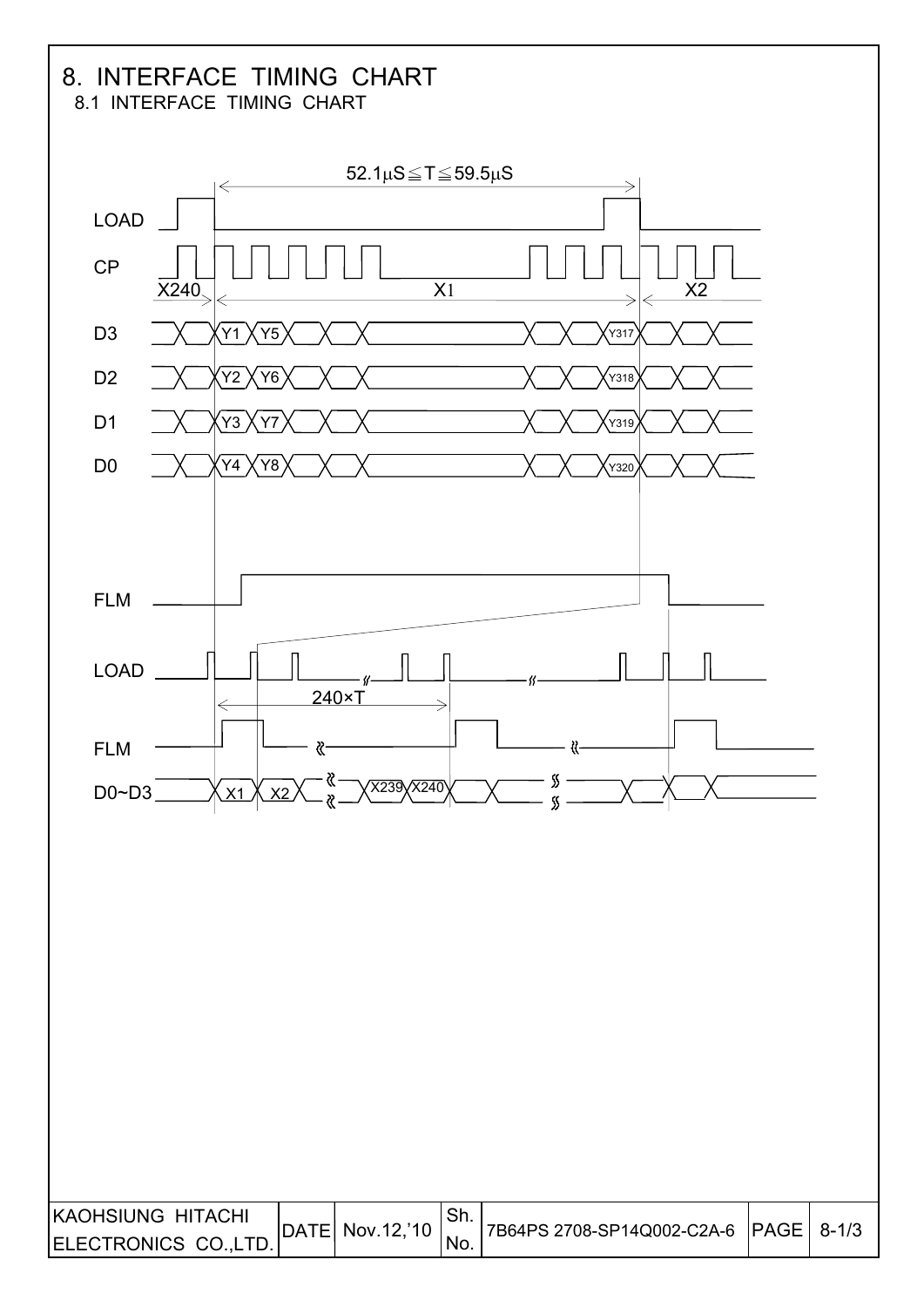# 8. INTERFACE TIMING CHART

## 8.1 INTERFACE TIMING CHART

$52.1\mu S \leqq T \leqq 59.5\mu S$

LOAD

CP

X240 X1 X2

D3 Y1 Y5 Y317

D2 Y2 Y6 Y318

D1 Y3 Y7 Y319

D0 Y4 Y8 Y320

FLM

LOAD

240×T

FLM

D0~D3 X1 X2 X239 X240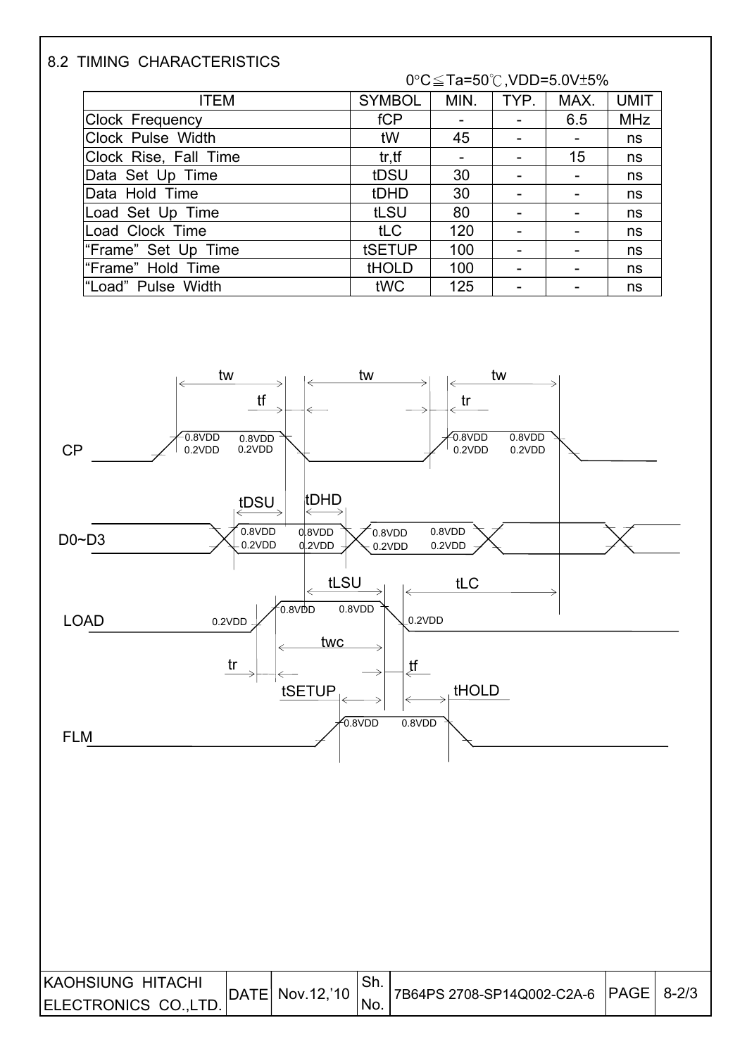## 8.2 TIMING CHARACTERISTICS

0°C≦Ta=50℃,VDD=5.0V±5%

| ITEM | SYMBOL | MIN. | TYP. | MAX. | UMIT |
|---|---|---|---|---|---|
| Clock Frequency | fCP | - | - | 6.5 | MHz |
| Clock Pulse Width | tW | 45 | - | - | ns |
| Clock Rise, Fall Time | tr,tf | - | - | 15 | ns |
| Data Set Up Time | tDSU | 30 | - | - | ns |
| Data Hold Time | tDHD | 30 | - | - | ns |
| Load Set Up Time | tLSU | 80 | - | - | ns |
| Load Clock Time | tLC | 120 | - | - | ns |
| "Frame" Set Up Time | tSETUP | 100 | - | - | ns |
| "Frame" Hold Time | tHOLD | 100 | - | - | ns |
| "Load" Pulse Width | tWC | 125 | - | - | ns |

CP, D0~D3, LOAD, FLM timing diagram: tw, tf, tr, tDSU, tDHD, tLSU, tLC, twc, tSETUP, tHOLD (levels 0.8VDD / 0.2VDD)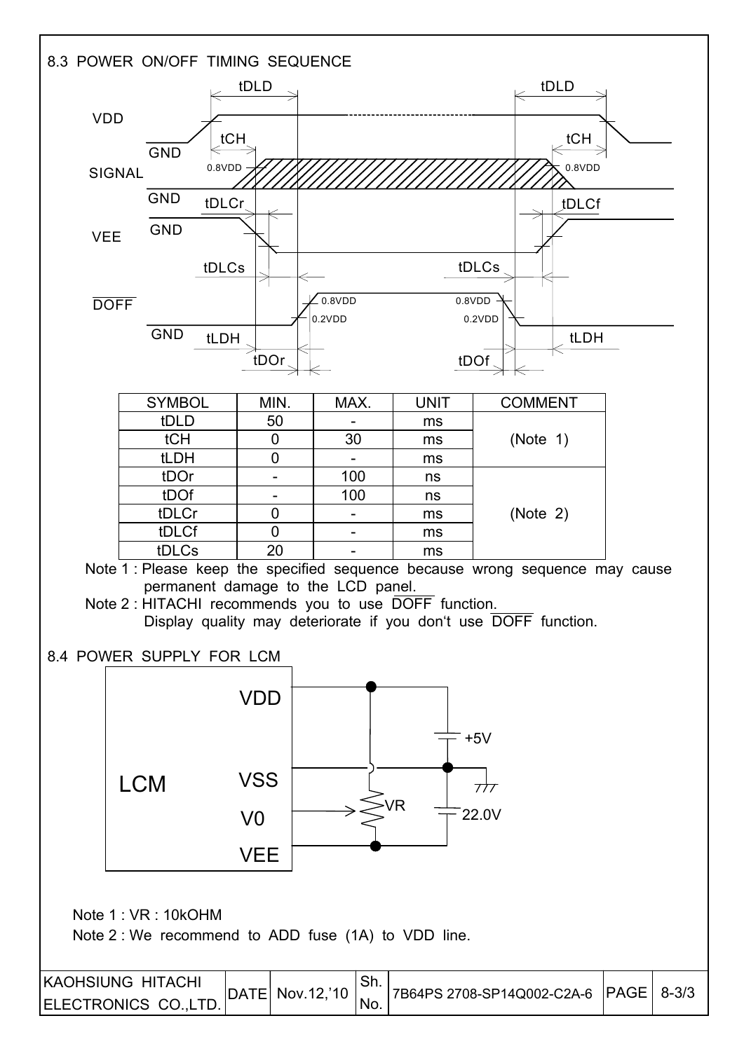## 8.3 POWER ON/OFF TIMING SEQUENCE

| SYMBOL | MIN. | MAX. | UNIT | COMMENT |
|---|---|---|---|---|
| tDLD | 50 | - | ms | (Note 1) |
| tCH | 0 | 30 | ms | |
| tLDH | 0 | - | ms | |
| tDOr | - | 100 | ns | (Note 2) |
| tDOf | - | 100 | ns | |
| tDLCr | 0 | - | ms | |
| tDLCf | 0 | - | ms | |
| tDLCs | 20 | - | ms | |

Note 1 : Please keep the specified sequence because wrong sequence may cause permanent damage to the LCD panel.

Note 2 : HITACHI recommends you to use $\overline{DOFF}$ function.
Display quality may deteriorate if you don't use $\overline{DOFF}$ function.

## 8.4 POWER SUPPLY FOR LCM

Note 1 : VR : 10kOHM

Note 2 : We recommend to ADD fuse (1A) to VDD line.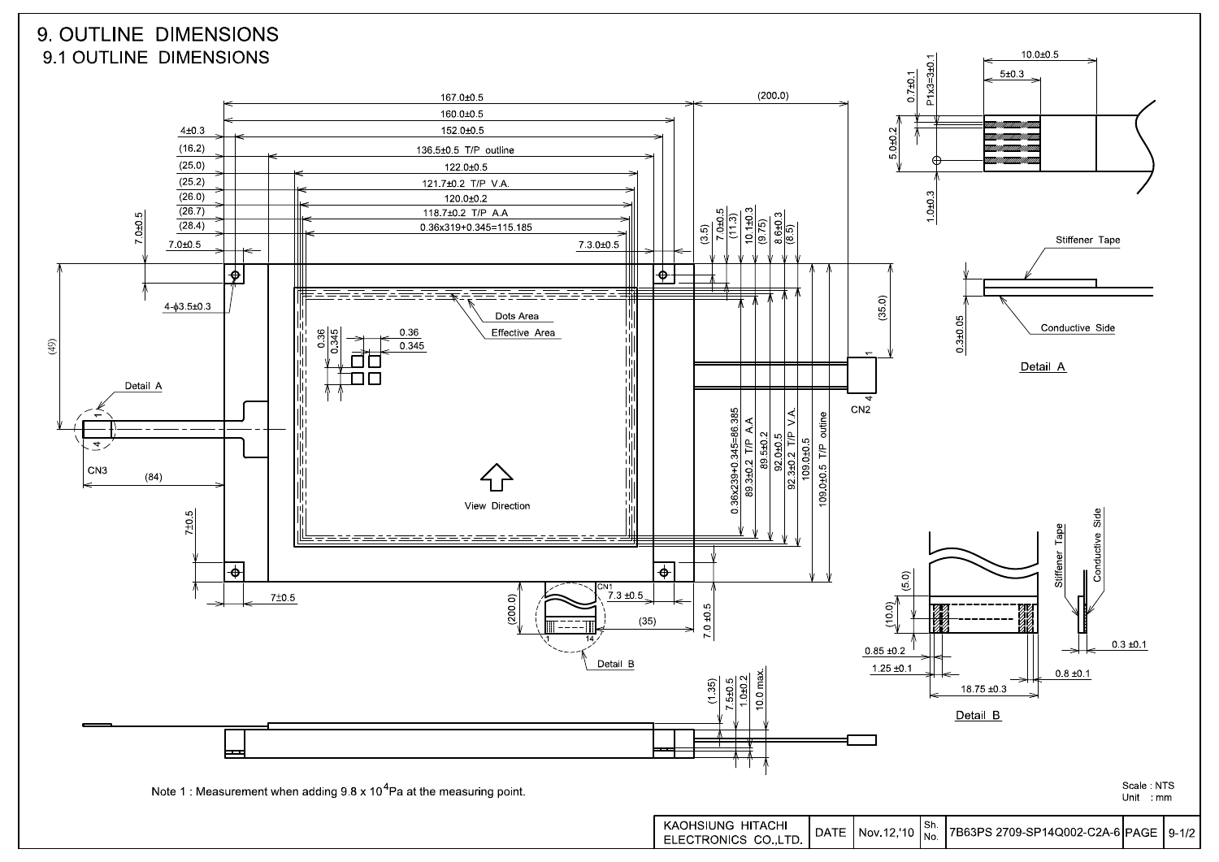# 9. OUTLINE DIMENSIONS

## 9.1 OUTLINE DIMENSIONS

Note 1 : Measurement when adding 9.8 x $10^4$Pa at the measuring point.

Scale : NTS
Unit : mm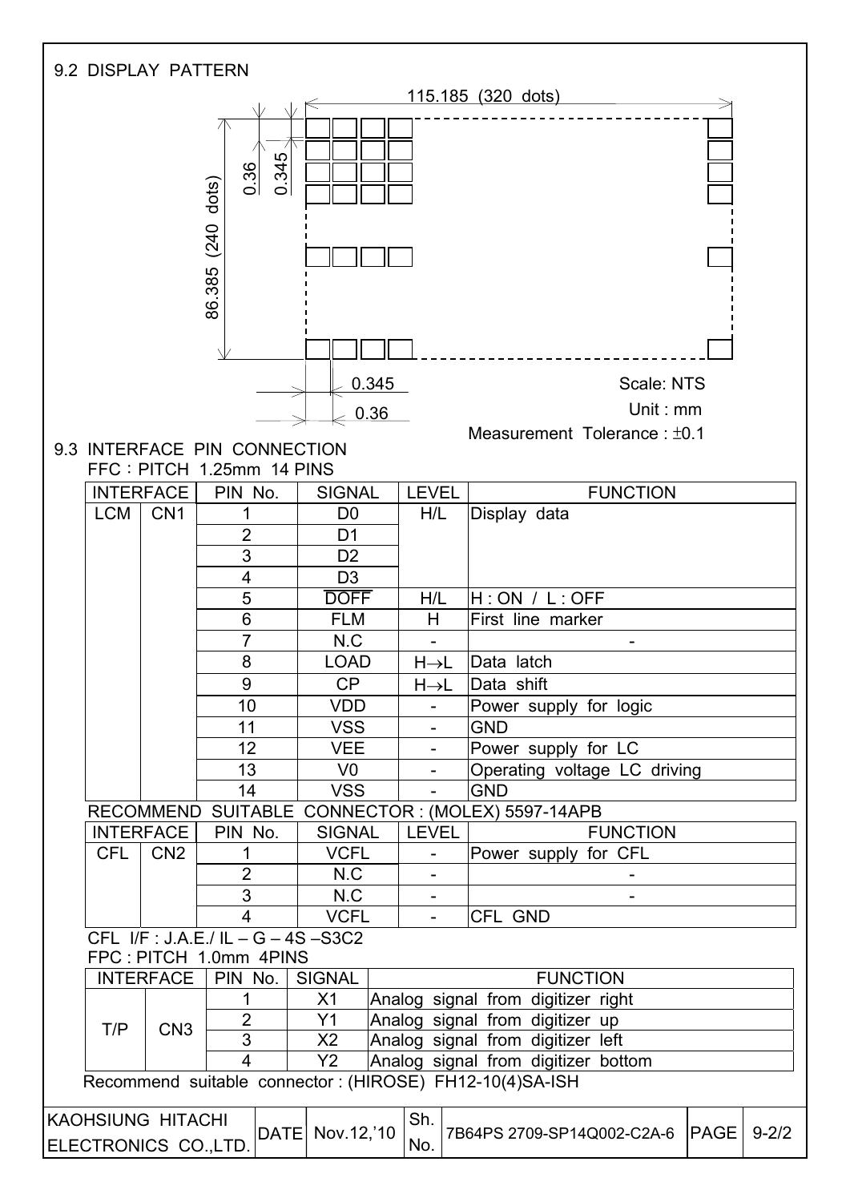## 9.2 DISPLAY PATTERN

115.185 (320 dots)

86.385 (240 dots)

0.36

0.345

0.345

0.36

Scale: NTS

Unit : mm

Measurement Tolerance : ±0.1

## 9.3 INTERFACE PIN CONNECTION

FFC : PITCH 1.25mm 14 PINS

| INTERFACE | | PIN No. | SIGNAL | LEVEL | FUNCTION |
|---|---|---|---|---|---|
| LCM | CN1 | 1 | D0 | H/L | Display data |
| | | 2 | D1 | | |
| | | 3 | D2 | | |
| | | 4 | D3 | | |
| | | 5 | $\overline{\text{DOFF}}$ | H/L | H : ON / L : OFF |
| | | 6 | FLM | H | First line marker |
| | | 7 | N.C | - | - |
| | | 8 | LOAD | H→L | Data latch |
| | | 9 | CP | H→L | Data shift |
| | | 10 | VDD | - | Power supply for logic |
| | | 11 | VSS | - | GND |
| | | 12 | VEE | - | Power supply for LC |
| | | 13 | V0 | - | Operating voltage LC driving |
| | | 14 | VSS | - | GND |

RECOMMEND SUITABLE CONNECTOR : (MOLEX) 5597-14APB

| INTERFACE | | PIN No. | SIGNAL | LEVEL | FUNCTION |
|---|---|---|---|---|---|
| CFL | CN2 | 1 | VCFL | - | Power supply for CFL |
| | | 2 | N.C | - | - |
| | | 3 | N.C | - | - |
| | | 4 | VCFL | - | CFL GND |

CFL I/F : J.A.E./ IL – G – 4S –S3C2

FPC : PITCH 1.0mm 4PINS

| INTERFACE | | PIN No. | SIGNAL | FUNCTION |
|---|---|---|---|---|
| T/P | CN3 | 1 | X1 | Analog signal from digitizer right |
| | | 2 | Y1 | Analog signal from digitizer up |
| | | 3 | X2 | Analog signal from digitizer left |
| | | 4 | Y2 | Analog signal from digitizer bottom |

Recommend suitable connector : (HIROSE) FH12-10(4)SA-ISH

| KAOHSIUNG HITACHI ELECTRONICS CO.,LTD. | DATE | Nov.12,'10 | Sh. No. | 7B64PS 2709-SP14Q002-C2A-6 | PAGE | 9-2/2 |
|---|---|---|---|---|---|---|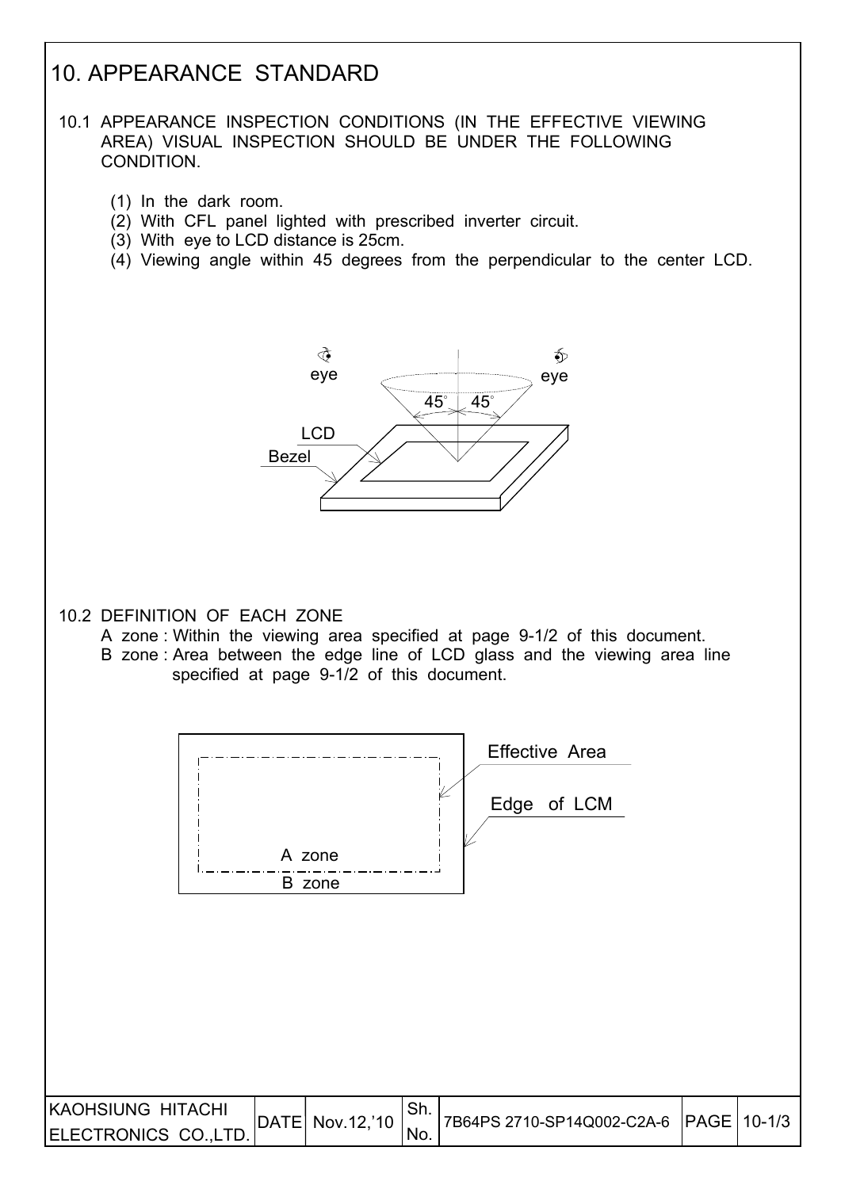# 10. APPEARANCE STANDARD

10.1 APPEARANCE INSPECTION CONDITIONS (IN THE EFFECTIVE VIEWING AREA) VISUAL INSPECTION SHOULD BE UNDER THE FOLLOWING CONDITION.

(1) In the dark room.
(2) With CFL panel lighted with prescribed inverter circuit.
(3) With eye to LCD distance is 25cm.
(4) Viewing angle within 45 degrees from the perpendicular to the center LCD.

10.2 DEFINITION OF EACH ZONE

A zone : Within the viewing area specified at page 9-1/2 of this document.
B zone : Area between the edge line of LCD glass and the viewing area line specified at page 9-1/2 of this document.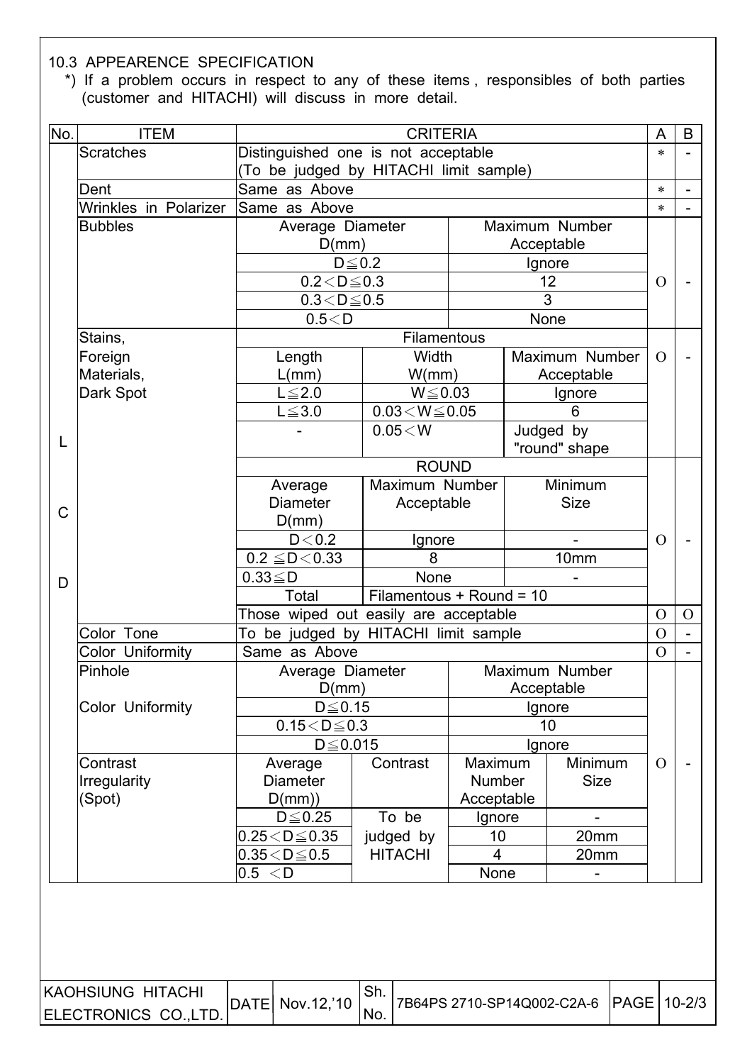## 10.3 APPEERENCE SPECIFICATION

*) If a problem occurs in respect to any of these items , responsibles of both parties (customer and HITACHI) will discuss in more detail.

| No. | ITEM | CRITERIA | | | | A | B |
|---|---|---|---|---|---|---|---|
| LCD | Scratches | Distinguished one is not acceptable (To be judged by HITACHI limit sample) | | | | * | - |
| | Dent | Same as Above | | | | * | - |
| | Wrinkles in Polarizer | Same as Above | | | | * | - |
| | Bubbles | Average Diameter D(mm) | | Maximum Number Acceptable | | O | - |
| | | D≦0.2 | | Ignore | | | |
| | | 0.2＜D≦0.3 | | 12 | | | |
| | | 0.3＜D≦0.5 | | 3 | | | |
| | | 0.5＜D | | None | | | |
| | Stains, Foreign Materials, Dark Spot | Filamentous | | | | O | - |
| | | Length L(mm) | Width W(mm) | Maximum Number Acceptable | | | |
| | | L≦2.0 | W≦0.03 | Ignore | | | |
| | | L≦3.0 | 0.03＜W≦0.05 | 6 | | | |
| | | - | 0.05＜W | Judged by "round" shape | | | |
| | | ROUND | | | | O | - |
| | | Average Diameter D(mm) | Maximum Number Acceptable | Minimum Size | | | |
| | | D＜0.2 | Ignore | - | | | |
| | | 0.2 ≦D＜0.33 | 8 | 10mm | | | |
| | | 0.33≦D | None | - | | | |
| | | Total | Filamentous + Round = 10 | | | | |
| | | Those wiped out easily are acceptable | | | | O | O |
| | Color Tone | To be judged by HITACHI limit sample | | | | O | - |
| | Color Uniformity | Same as Above | | | | O | - |
| | Pinhole<br><br>Color Uniformity | Average Diameter D(mm) | | Maximum Number Acceptable | | O | - |
| | | D≦0.15 | | Ignore | | | |
| | | 0.15＜D≦0.3 | | 10 | | | |
| | | D≦0.015 | | Ignore | | | |
| | Contrast Irregularity (Spot) | Average Diameter D(mm)) | Contrast | Maximum Number Acceptable | Minimum Size | | |
| | | D≦0.25 | To be judged by HITACHI | Ignore | - | | |
| | | 0.25＜D≦0.35 | | 10 | 20mm | | |
| | | 0.35＜D≦0.5 | | 4 | 20mm | | |
| | | 0.5 ＜D | | None | - | | |

| KAOHSIUNG HITACHI ELECTRONICS CO.,LTD. | DATE | Nov.12,'10 | Sh. No. | 7B64PS 2710-SP14Q002-C2A-6 | PAGE | 10-2/3 |
|---|---|---|---|---|---|---|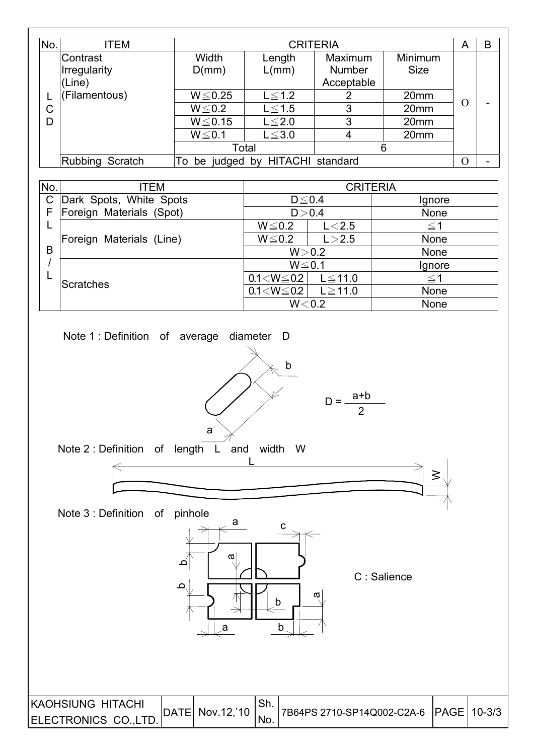| No. | ITEM | CRITERIA | | | | A | B |
|---|---|---|---|---|---|---|---|
| LCD | Contrast Irregularity (Line) (Filamentous) | Width D(mm) | Length L(mm) | Maximum Number Acceptable | Minimum Size | O | - |
| | | W≦0.25 | L≦1.2 | 2 | 20mm | | |
| | | W≦0.2 | L≦1.5 | 3 | 20mm | | |
| | | W≦0.15 | L≦2.0 | 3 | 20mm | | |
| | | W≦0.1 | L≦3.0 | 4 | 20mm | | |
| | | Total | | 6 | | | |
| | Rubbing Scratch | To be judged by HITACHI standard | | | | O | - |

| No. | ITEM | CRITERIA | | |
|---|---|---|---|---|
| CFL B/L | Dark Spots, White Spots Foreign Materials (Spot) | D≦0.4 | | Ignore |
| | | D＞0.4 | | None |
| | Foreign Materials (Line) | W≦0.2 | L＜2.5 | ≦1 |
| | | W≦0.2 | L＞2.5 | None |
| | | W＞0.2 | | None |
| | Scratches | W≦0.1 | | Ignore |
| | | 0.1＜W≦0.2 | L≦11.0 | ≦1 |
| | | 0.1＜W≦0.2 | L≧11.0 | None |
| | | W＜0.2 | | None |

Note 1 : Definition of average diameter D

$$D = \frac{a+b}{2}$$

Note 2 : Definition of length L and width W

Note 3 : Definition of pinhole

C : Salience

| KAOHSIUNG HITACHI ELECTRONICS CO.,LTD. | DATE | Nov.12,'10 | Sh. No. | 7B64PS 2710-SP14Q002-C2A-6 | PAGE | 10-3/3 |
|---|---|---|---|---|---|---|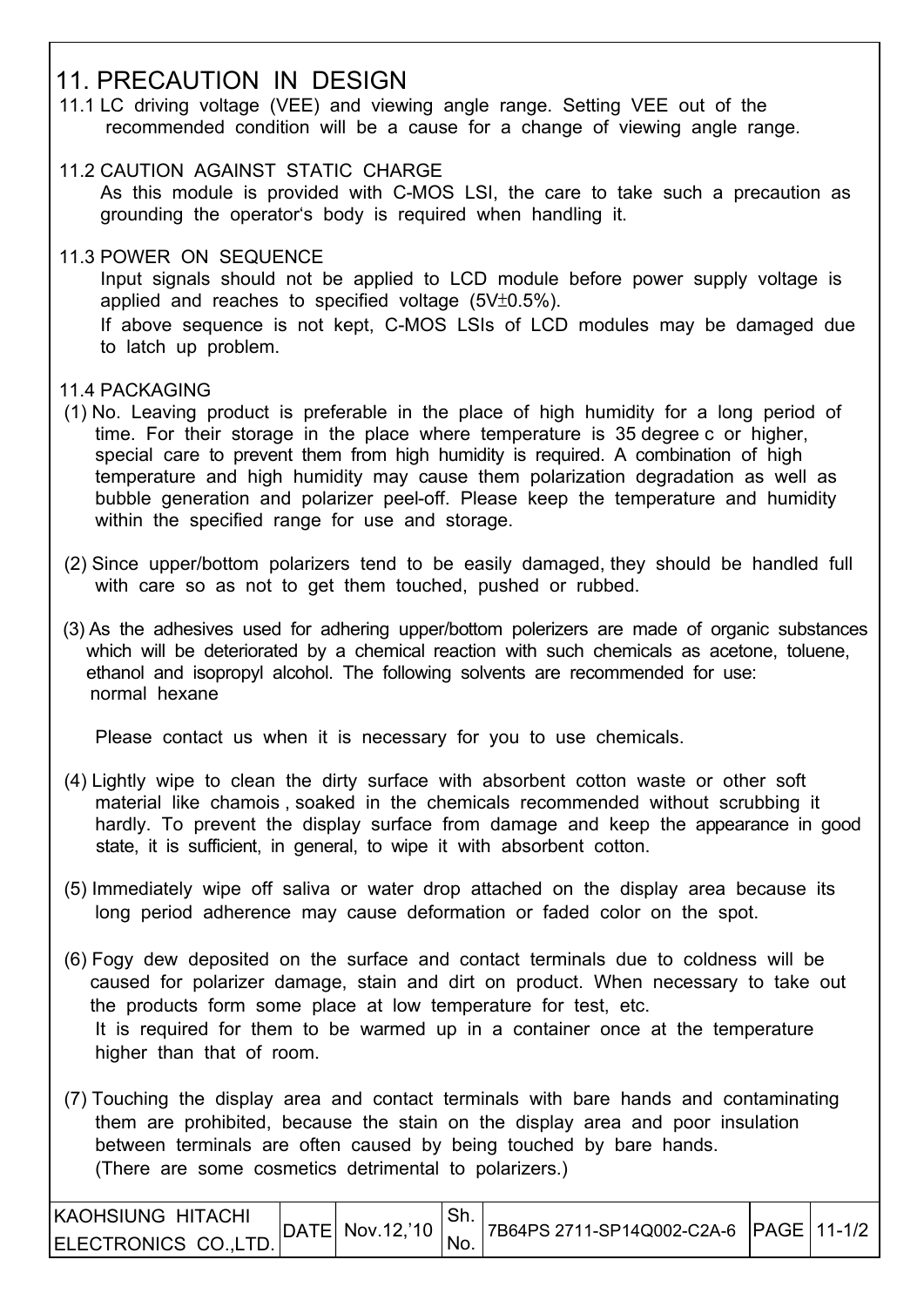# 11. PRECAUTION IN DESIGN

11.1 LC driving voltage (VEE) and viewing angle range. Setting VEE out of the recommended condition will be a cause for a change of viewing angle range.

## 11.2 CAUTION AGAINST STATIC CHARGE

As this module is provided with C-MOS LSI, the care to take such a precaution as grounding the operator's body is required when handling it.

## 11.3 POWER ON SEQUENCE

Input signals should not be applied to LCD module before power supply voltage is applied and reaches to specified voltage (5V±0.5%).

If above sequence is not kept, C-MOS LSIs of LCD modules may be damaged due to latch up problem.

## 11.4 PACKAGING

(1) No. Leaving product is preferable in the place of high humidity for a long period of time. For their storage in the place where temperature is 35 degree c or higher, special care to prevent them from high humidity is required. A combination of high temperature and high humidity may cause them polarization degradation as well as bubble generation and polarizer peel-off. Please keep the temperature and humidity within the specified range for use and storage.

(2) Since upper/bottom polarizers tend to be easily damaged, they should be handled full with care so as not to get them touched, pushed or rubbed.

(3) As the adhesives used for adhering upper/bottom polerizers are made of organic substances which will be deteriorated by a chemical reaction with such chemicals as acetone, toluene, ethanol and isopropyl alcohol. The following solvents are recommended for use: normal hexane

Please contact us when it is necessary for you to use chemicals.

(4) Lightly wipe to clean the dirty surface with absorbent cotton waste or other soft material like chamois , soaked in the chemicals recommended without scrubbing it hardly. To prevent the display surface from damage and keep the appearance in good state, it is sufficient, in general, to wipe it with absorbent cotton.

(5) Immediately wipe off saliva or water drop attached on the display area because its long period adherence may cause deformation or faded color on the spot.

(6) Fogy dew deposited on the surface and contact terminals due to coldness will be caused for polarizer damage, stain and dirt on product. When necessary to take out the products form some place at low temperature for test, etc.
It is required for them to be warmed up in a container once at the temperature higher than that of room.

(7) Touching the display area and contact terminals with bare hands and contaminating them are prohibited, because the stain on the display area and poor insulation between terminals are often caused by being touched by bare hands.
(There are some cosmetics detrimental to polarizers.)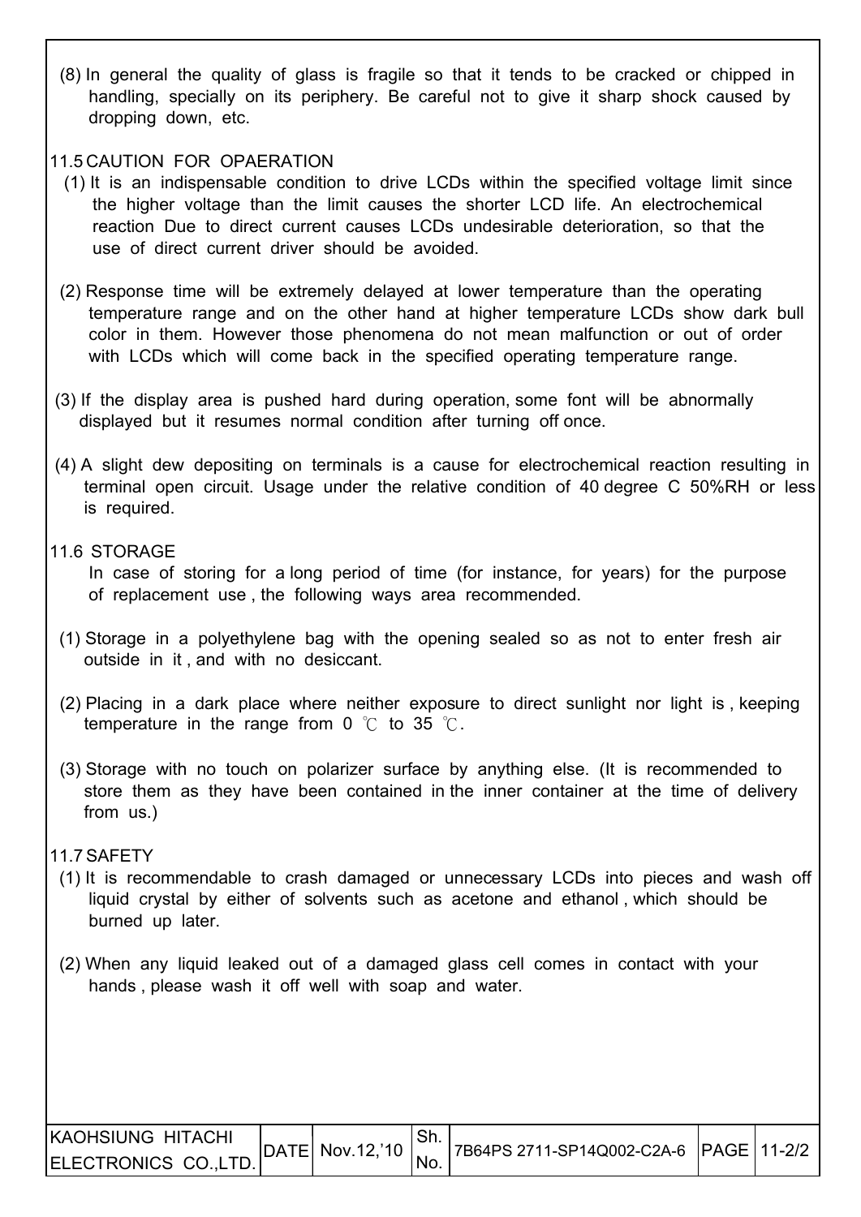(8) In general the quality of glass is fragile so that it tends to be cracked or chipped in handling, specially on its periphery. Be careful not to give it sharp shock caused by dropping down, etc.

## 11.5 CAUTION FOR OPAERATION

(1) It is an indispensable condition to drive LCDs within the specified voltage limit since the higher voltage than the limit causes the shorter LCD life. An electrochemical reaction Due to direct current causes LCDs undesirable deterioration, so that the use of direct current driver should be avoided.

(2) Response time will be extremely delayed at lower temperature than the operating temperature range and on the other hand at higher temperature LCDs show dark bull color in them. However those phenomena do not mean malfunction or out of order with LCDs which will come back in the specified operating temperature range.

(3) If the display area is pushed hard during operation, some font will be abnormally displayed but it resumes normal condition after turning off once.

(4) A slight dew depositing on terminals is a cause for electrochemical reaction resulting in terminal open circuit. Usage under the relative condition of 40 degree C 50%RH or less is required.

## 11.6 STORAGE

In case of storing for a long period of time (for instance, for years) for the purpose of replacement use , the following ways area recommended.

(1) Storage in a polyethylene bag with the opening sealed so as not to enter fresh air outside in it , and with no desiccant.

(2) Placing in a dark place where neither exposure to direct sunlight nor light is , keeping temperature in the range from 0 ℃ to 35 ℃.

(3) Storage with no touch on polarizer surface by anything else. (It is recommended to store them as they have been contained in the inner container at the time of delivery from us.)

## 11.7 SAFETY

(1) It is recommendable to crash damaged or unnecessary LCDs into pieces and wash off liquid crystal by either of solvents such as acetone and ethanol , which should be burned up later.

(2) When any liquid leaked out of a damaged glass cell comes in contact with your hands , please wash it off well with soap and water.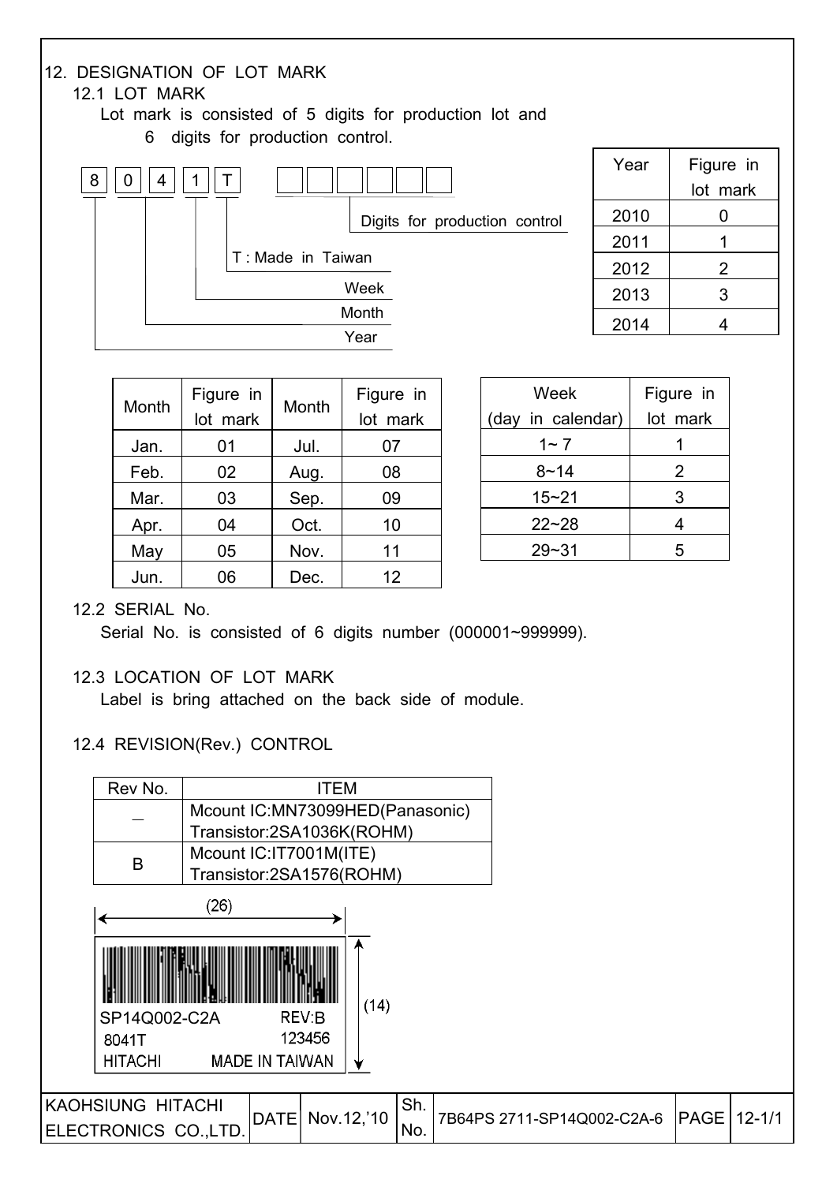## 12. DESIGNATION OF LOT MARK

### 12.1 LOT MARK

Lot mark is consisted of 5 digits for production lot and 6 digits for production control.

8 0 4 1 T □□□□□□

- 8: Year
- 0 4: Month
- 1: Week
- T : Made in Taiwan
- □□□□□□: Digits for production control

| Year | Figure in lot mark |
|---|---|
| 2010 | 0 |
| 2011 | 1 |
| 2012 | 2 |
| 2013 | 3 |
| 2014 | 4 |

| Month | Figure in lot mark | Month | Figure in lot mark |
|---|---|---|---|
| Jan. | 01 | Jul. | 07 |
| Feb. | 02 | Aug. | 08 |
| Mar. | 03 | Sep. | 09 |
| Apr. | 04 | Oct. | 10 |
| May | 05 | Nov. | 11 |
| Jun. | 06 | Dec. | 12 |

| Week (day in calendar) | Figure in lot mark |
|---|---|
| 1~ 7 | 1 |
| 8~14 | 2 |
| 15~21 | 3 |
| 22~28 | 4 |
| 29~31 | 5 |

### 12.2 SERIAL No.

Serial No. is consisted of 6 digits number (000001~999999).

### 12.3 LOCATION OF LOT MARK

Label is bring attached on the back side of module.

### 12.4 REVISION(Rev.) CONTROL

| Rev No. | ITEM |
|---|---|
| _ | Mcount IC:MN73099HED(Panasonic)<br>Transistor:2SA1036K(ROHM) |
| B | Mcount IC:IT7001M(ITE)<br>Transistor:2SA1576(ROHM) |

(26) × (14)

SP14Q002-C2A REV:B
8041T 123456
HITACHI MADE IN TAIWAN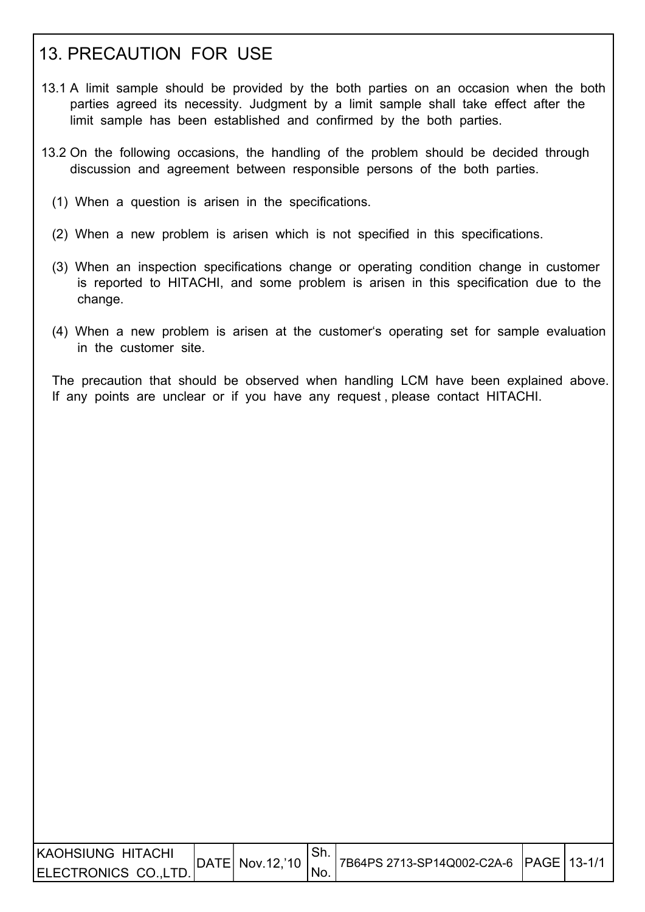# 13. PRECAUTION FOR USE

13.1 A limit sample should be provided by the both parties on an occasion when the both parties agreed its necessity. Judgment by a limit sample shall take effect after the limit sample has been established and confirmed by the both parties.

13.2 On the following occasions, the handling of the problem should be decided through discussion and agreement between responsible persons of the both parties.

(1) When a question is arisen in the specifications.

(2) When a new problem is arisen which is not specified in this specifications.

(3) When an inspection specifications change or operating condition change in customer is reported to HITACHI, and some problem is arisen in this specification due to the change.

(4) When a new problem is arisen at the customer's operating set for sample evaluation in the customer site.

The precaution that should be observed when handling LCM have been explained above. If any points are unclear or if you have any request , please contact HITACHI.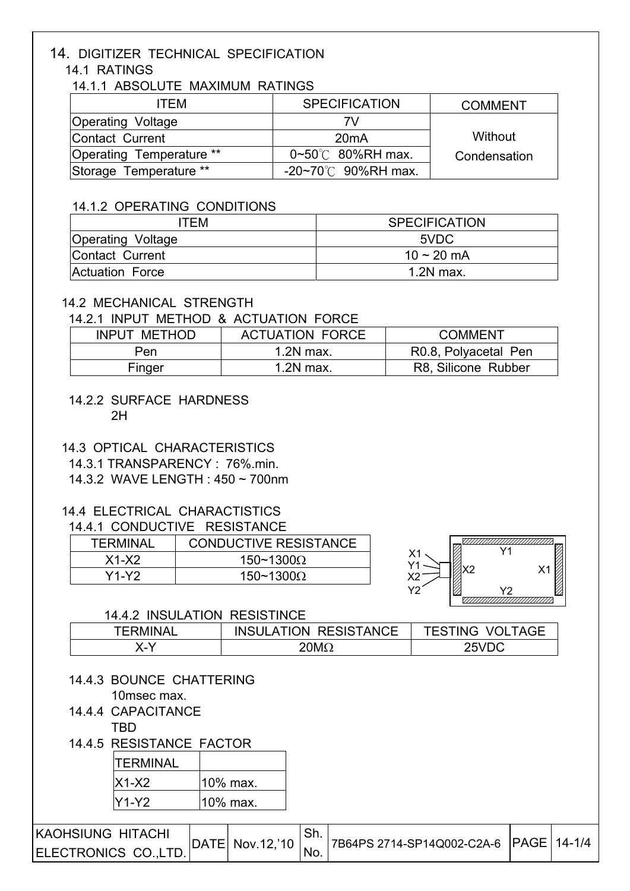# 14. DIGITIZER TECHNICAL SPECIFICATION

## 14.1 RATINGS

### 14.1.1 ABSOLUTE MAXIMUM RATINGS

| ITEM | SPECIFICATION | COMMENT |
|---|---|---|
| Operating Voltage | 7V | Without Condensation |
| Contact Current | 20mA | |
| Operating Temperature ** | 0~50℃ 80%RH max. | |
| Storage Temperature ** | -20~70℃ 90%RH max. | |

### 14.1.2 OPERATING CONDITIONS

| ITEM | SPECIFICATION |
|---|---|
| Operating Voltage | 5VDC |
| Contact Current | 10 ~ 20 mA |
| Actuation Force | 1.2N max. |

## 14.2 MECHANICAL STRENGTH

### 14.2.1 INPUT METHOD & ACTUATION FORCE

| INPUT METHOD | ACTUATION FORCE | COMMENT |
|---|---|---|
| Pen | 1.2N max. | R0.8, Polyacetal Pen |
| Finger | 1.2N max. | R8, Silicone Rubber |

### 14.2.2 SURFACE HARDNESS

2H

## 14.3 OPTICAL CHARACTERISTICS

14.3.1 TRANSPARENCY : 76%.min.

14.3.2 WAVE LENGTH : 450 ~ 700nm

## 14.4 ELECTRICAL CHARACTISTICS

### 14.4.1 CONDUCTIVE RESISTANCE

| TERMINAL | CONDUCTIVE RESISTANCE |
|---|---|
| X1-X2 | 150~1300Ω |
| Y1-Y2 | 150~1300Ω |

X1 Y1 X2 Y2 — Y1, X2, X1, Y2

### 14.4.2 INSULATION RESISTINCE

| TERMINAL | INSULATION RESISTANCE | TESTING VOLTAGE |
|---|---|---|
| X-Y | 20MΩ | 25VDC |

### 14.4.3 BOUNCE CHATTERING

10msec max.

### 14.4.4 CAPACITANCE

TBD

### 14.4.5 RESISTANCE FACTOR

| TERMINAL | |
|---|---|
| X1-X2 | 10% max. |
| Y1-Y2 | 10% max. |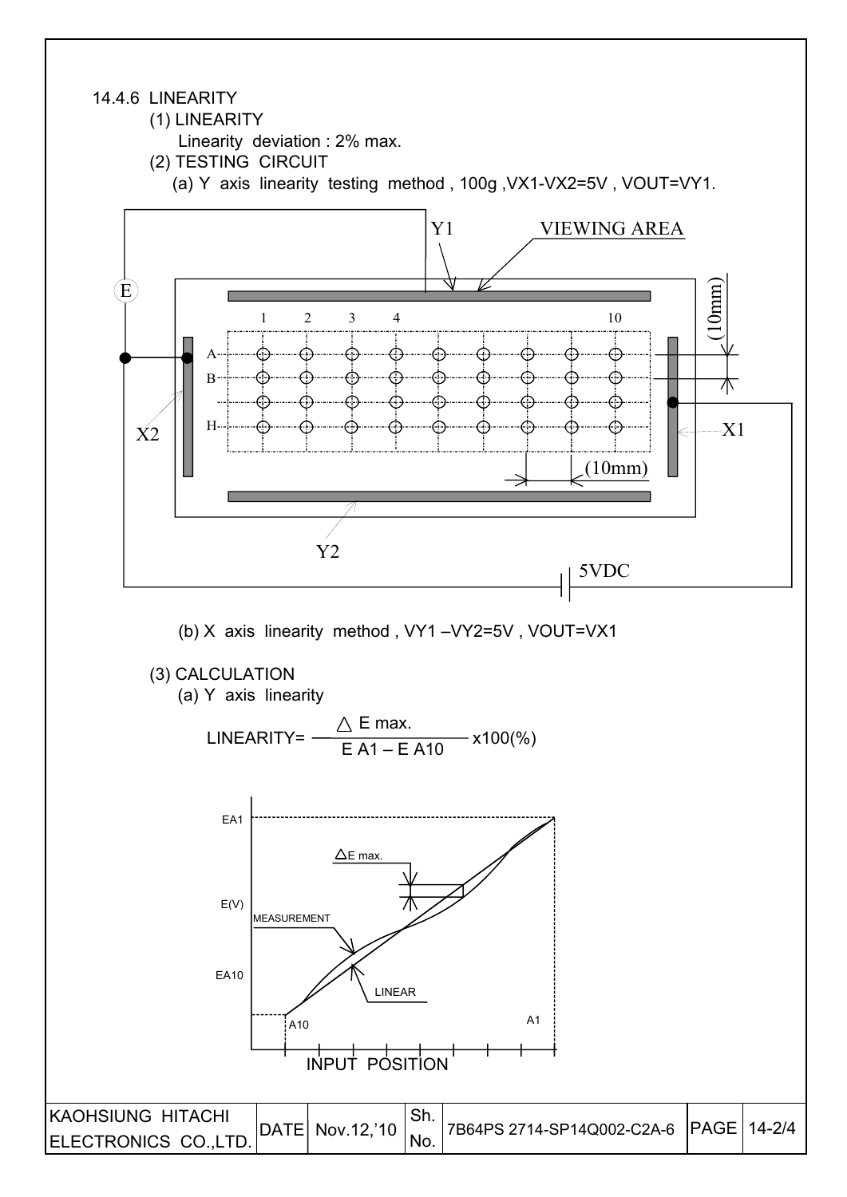14.4.6 LINEARITY

(1) LINEARITY

Linearity deviation : 2% max.

(2) TESTING CIRCUIT

(a) Y axis linearity testing method , 100g ,VX1-VX2=5V , VOUT=VY1.

(b) X axis linearity method , VY1 –VY2=5V , VOUT=VX1

(3) CALCULATION

(a) Y axis linearity

$$\text{LINEARITY} = \frac{\triangle E \text{ max.}}{E\,A1 - E\,A10} \times 100(\%)$$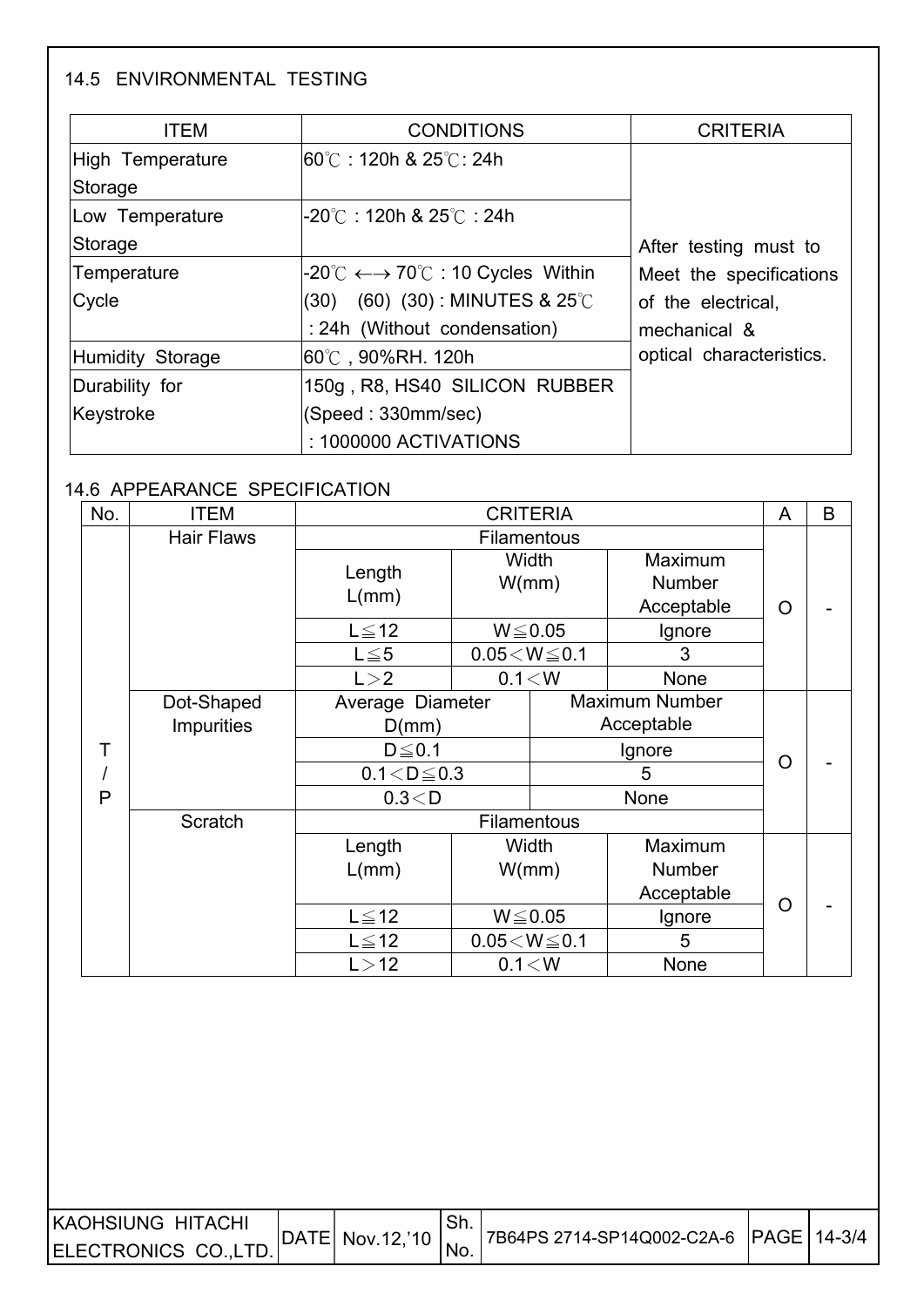## 14.5 ENVIRONMENTAL TESTING

| ITEM | CONDITIONS | CRITERIA |
|---|---|---|
| High Temperature Storage | 60℃ : 120h & 25℃: 24h | After testing must to Meet the specifications of the electrical, mechanical & optical characteristics. |
| Low Temperature Storage | -20℃ : 120h & 25℃ : 24h | |
| Temperature Cycle | -20℃ ←→ 70℃ : 10 Cycles Within (30) (60) (30) : MINUTES & 25℃ : 24h (Without condensation) | |
| Humidity Storage | 60℃ , 90%RH. 120h | |
| Durability for Keystroke | 150g , R8, HS40 SILICON RUBBER (Speed : 330mm/sec) : 1000000 ACTIVATIONS | |

## 14.6 APPEARANCE SPECIFICATION

| No. | ITEM | CRITERIA | | | A | B |
|---|---|---|---|---|---|---|
| T/P | Hair Flaws | Filamentous | | | O | - |
| | | Length L(mm) | Width W(mm) | Maximum Number Acceptable | | |
| | | L≦12 | W≦0.05 | Ignore | | |
| | | L≦5 | 0.05＜W≦0.1 | 3 | | |
| | | L＞2 | 0.1＜W | None | | |
| | Dot-Shaped Impurities | Average Diameter D(mm) | | Maximum Number Acceptable | O | - |
| | | D≦0.1 | | Ignore | | |
| | | 0.1＜D≦0.3 | | 5 | | |
| | | 0.3＜D | | None | | |
| | Scratch | Filamentous | | | O | - |
| | | Length L(mm) | Width W(mm) | Maximum Number Acceptable | | |
| | | L≦12 | W≦0.05 | Ignore | | |
| | | L≦12 | 0.05＜W≦0.1 | 5 | | |
| | | L＞12 | 0.1＜W | None | | |

| KAOHSIUNG HITACHI ELECTRONICS CO.,LTD. | DATE | Nov.12,'10 | Sh. No. | 7B64PS 2714-SP14Q002-C2A-6 | PAGE | 14-3/4 |
|---|---|---|---|---|---|---|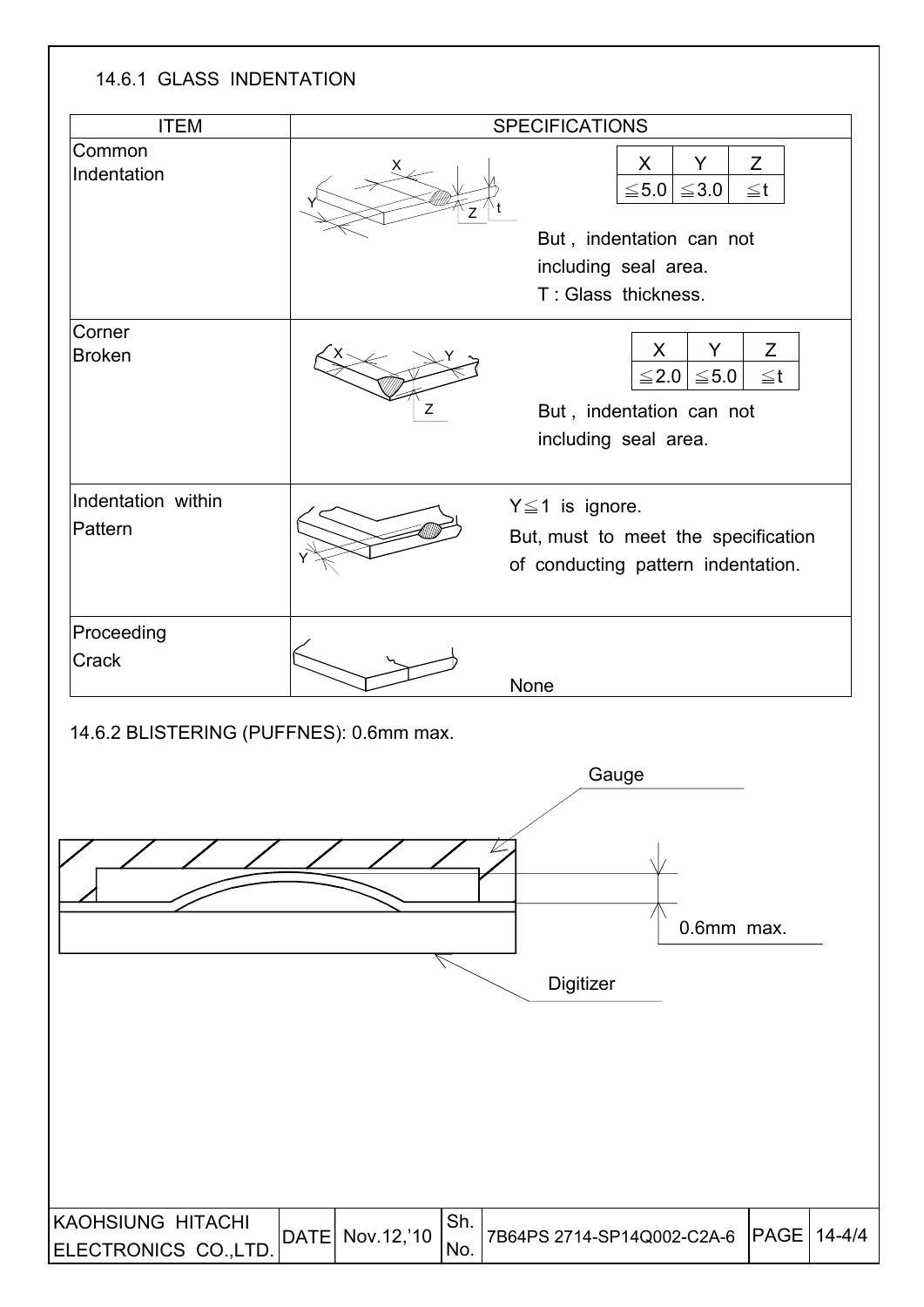### 14.6.1 GLASS INDENTATION

| ITEM | SPECIFICATIONS |
|---|---|
| Common Indentation | X: ≦5.0, Y: ≦3.0, Z: ≦t<br>But , indentation can not including seal area.<br>T : Glass thickness. |
| Corner Broken | X: ≦2.0, Y: ≦5.0, Z: ≦t<br>But , indentation can not including seal area. |
| Indentation within Pattern | Y≦1 is ignore.<br>But, must to meet the specification of conducting pattern indentation. |
| Proceeding Crack | None |

### 14.6.2 BLISTERING (PUFFNES): 0.6mm max.

Gauge

0.6mm max.

Digitizer